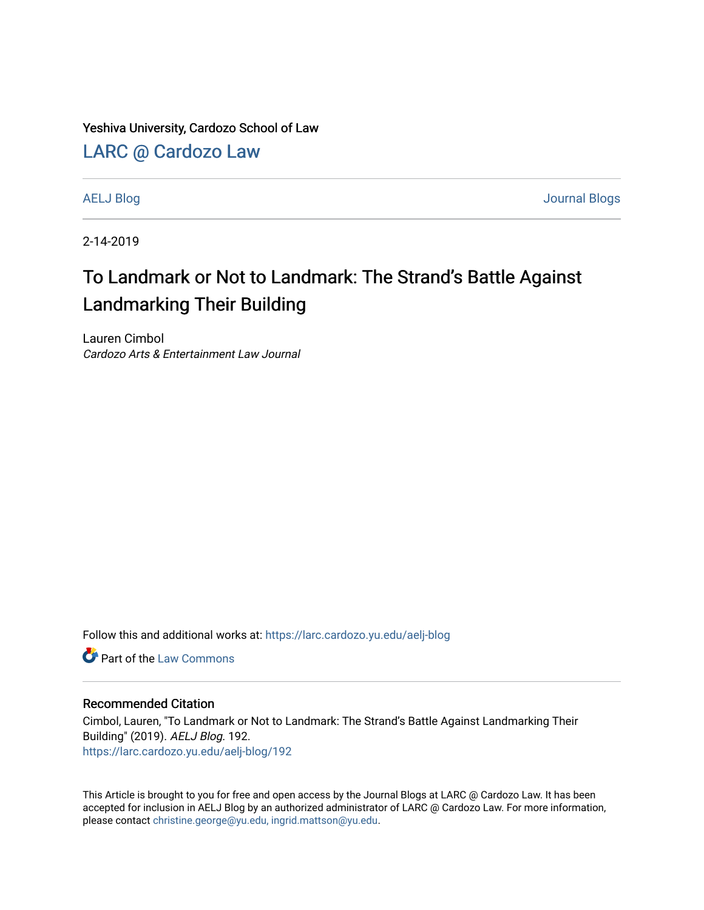Yeshiva University, Cardozo School of Law

# LARC @ Cardozo Law

AELJ Blog | Journal Blogs

2-14-2019

# To Landmark or Not to Landmark: The Strand's Battle Against Landmarking Their Building

Lauren Cimbol
*Cardozo Arts & Entertainment Law Journal*

Follow this and additional works at: https://larc.cardozo.yu.edu/aelj-blog

Part of the Law Commons

## Recommended Citation

Cimbol, Lauren, "To Landmark or Not to Landmark: The Strand's Battle Against Landmarking Their Building" (2019). *AELJ Blog*. 192.
https://larc.cardozo.yu.edu/aelj-blog/192

This Article is brought to you for free and open access by the Journal Blogs at LARC @ Cardozo Law. It has been accepted for inclusion in AELJ Blog by an authorized administrator of LARC @ Cardozo Law. For more information, please contact christine.george@yu.edu, ingrid.mattson@yu.edu.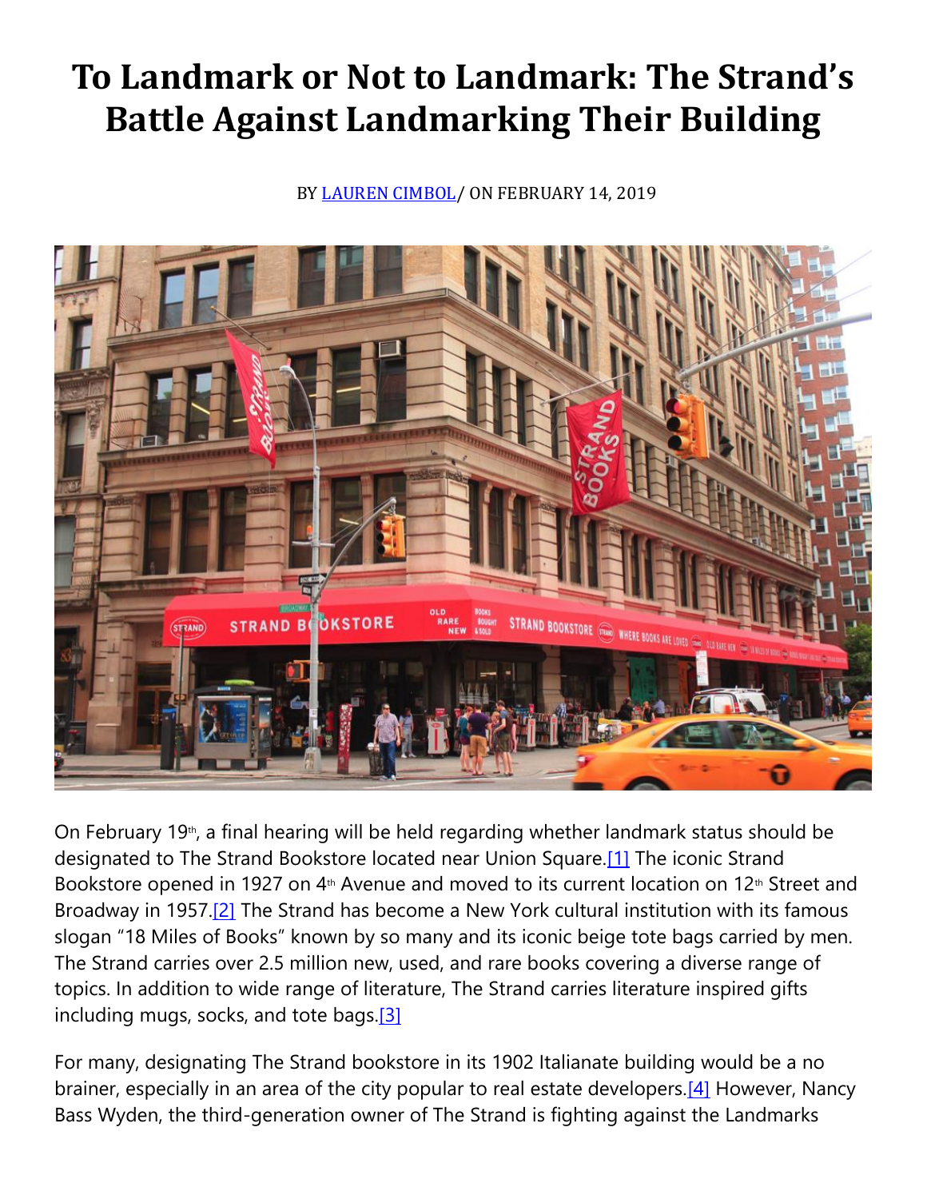# To Landmark or Not to Landmark: The Strand's Battle Against Landmarking Their Building

BY LAUREN CIMBOL/ ON FEBRUARY 14, 2019

On February 19th, a final hearing will be held regarding whether landmark status should be designated to The Strand Bookstore located near Union Square.[1] The iconic Strand Bookstore opened in 1927 on 4th Avenue and moved to its current location on 12th Street and Broadway in 1957.[2] The Strand has become a New York cultural institution with its famous slogan "18 Miles of Books" known by so many and its iconic beige tote bags carried by men. The Strand carries over 2.5 million new, used, and rare books covering a diverse range of topics. In addition to wide range of literature, The Strand carries literature inspired gifts including mugs, socks, and tote bags.[3]

For many, designating The Strand bookstore in its 1902 Italianate building would be a no brainer, especially in an area of the city popular to real estate developers.[4] However, Nancy Bass Wyden, the third-generation owner of The Strand is fighting against the Landmarks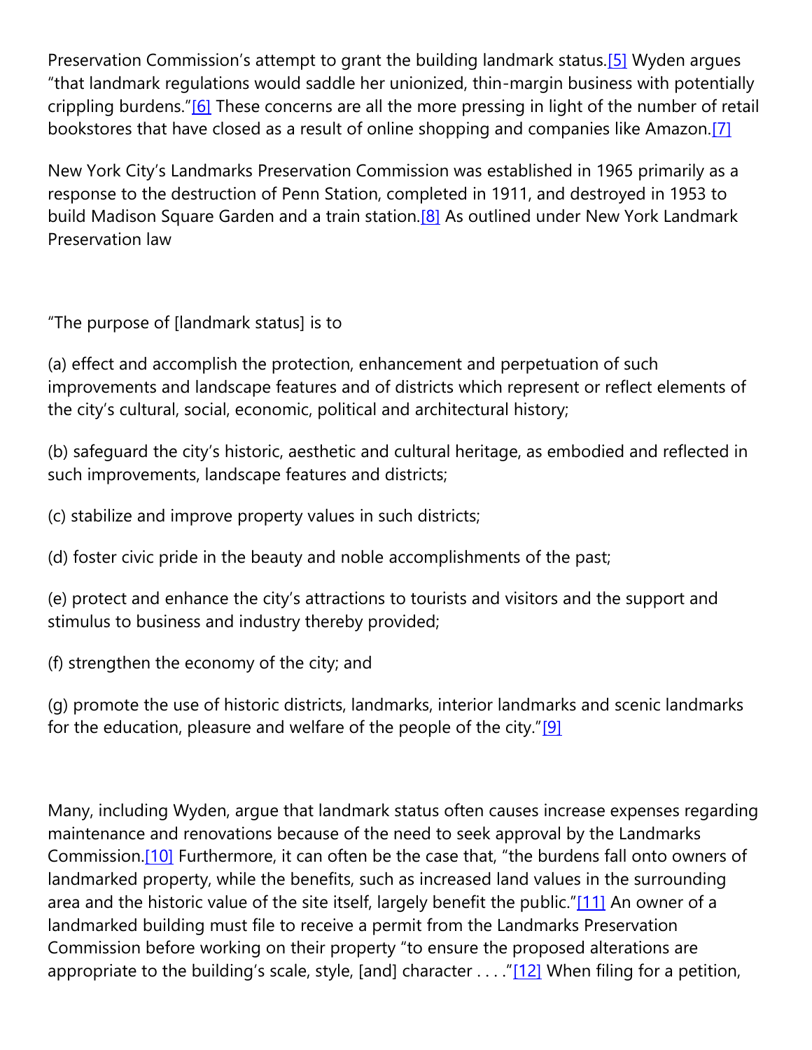Preservation Commission's attempt to grant the building landmark status.[5] Wyden argues "that landmark regulations would saddle her unionized, thin-margin business with potentially crippling burdens."[6] These concerns are all the more pressing in light of the number of retail bookstores that have closed as a result of online shopping and companies like Amazon.[7]

New York City's Landmarks Preservation Commission was established in 1965 primarily as a response to the destruction of Penn Station, completed in 1911, and destroyed in 1953 to build Madison Square Garden and a train station.[8] As outlined under New York Landmark Preservation law

"The purpose of [landmark status] is to

(a) effect and accomplish the protection, enhancement and perpetuation of such improvements and landscape features and of districts which represent or reflect elements of the city's cultural, social, economic, political and architectural history;

(b) safeguard the city's historic, aesthetic and cultural heritage, as embodied and reflected in such improvements, landscape features and districts;

(c) stabilize and improve property values in such districts;

(d) foster civic pride in the beauty and noble accomplishments of the past;

(e) protect and enhance the city's attractions to tourists and visitors and the support and stimulus to business and industry thereby provided;

(f) strengthen the economy of the city; and

(g) promote the use of historic districts, landmarks, interior landmarks and scenic landmarks for the education, pleasure and welfare of the people of the city."[9]

Many, including Wyden, argue that landmark status often causes increase expenses regarding maintenance and renovations because of the need to seek approval by the Landmarks Commission.[10] Furthermore, it can often be the case that, "the burdens fall onto owners of landmarked property, while the benefits, such as increased land values in the surrounding area and the historic value of the site itself, largely benefit the public."[11] An owner of a landmarked building must file to receive a permit from the Landmarks Preservation Commission before working on their property "to ensure the proposed alterations are appropriate to the building's scale, style, [and] character . . . ."[12] When filing for a petition,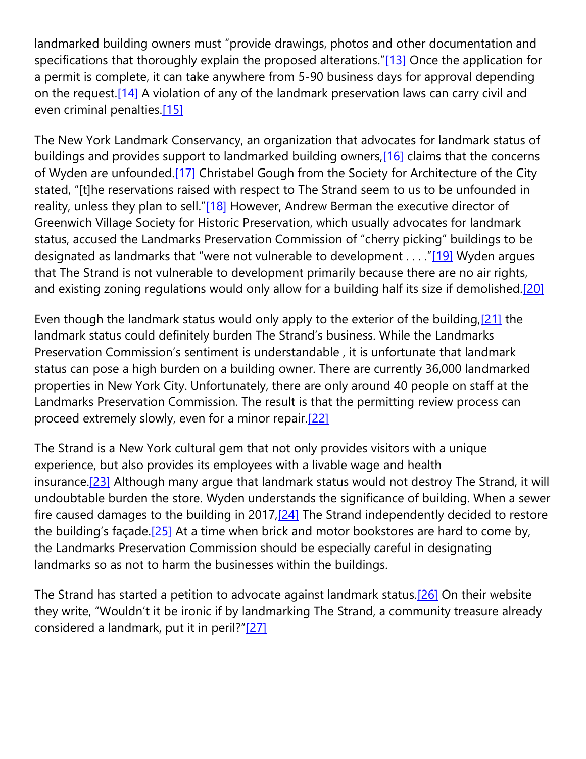landmarked building owners must "provide drawings, photos and other documentation and specifications that thoroughly explain the proposed alterations."[13] Once the application for a permit is complete, it can take anywhere from 5-90 business days for approval depending on the request.[14] A violation of any of the landmark preservation laws can carry civil and even criminal penalties.[15]

The New York Landmark Conservancy, an organization that advocates for landmark status of buildings and provides support to landmarked building owners,[16] claims that the concerns of Wyden are unfounded.[17] Christabel Gough from the Society for Architecture of the City stated, "[t]he reservations raised with respect to The Strand seem to us to be unfounded in reality, unless they plan to sell."[18] However, Andrew Berman the executive director of Greenwich Village Society for Historic Preservation, which usually advocates for landmark status, accused the Landmarks Preservation Commission of "cherry picking" buildings to be designated as landmarks that "were not vulnerable to development . . . ."[19] Wyden argues that The Strand is not vulnerable to development primarily because there are no air rights, and existing zoning regulations would only allow for a building half its size if demolished.[20]

Even though the landmark status would only apply to the exterior of the building,[21] the landmark status could definitely burden The Strand's business. While the Landmarks Preservation Commission's sentiment is understandable , it is unfortunate that landmark status can pose a high burden on a building owner. There are currently 36,000 landmarked properties in New York City. Unfortunately, there are only around 40 people on staff at the Landmarks Preservation Commission. The result is that the permitting review process can proceed extremely slowly, even for a minor repair.[22]

The Strand is a New York cultural gem that not only provides visitors with a unique experience, but also provides its employees with a livable wage and health insurance.[23] Although many argue that landmark status would not destroy The Strand, it will undoubtable burden the store. Wyden understands the significance of building. When a sewer fire caused damages to the building in 2017,[24] The Strand independently decided to restore the building's façade.[25] At a time when brick and motor bookstores are hard to come by, the Landmarks Preservation Commission should be especially careful in designating landmarks so as not to harm the businesses within the buildings.

The Strand has started a petition to advocate against landmark status.[26] On their website they write, "Wouldn't it be ironic if by landmarking The Strand, a community treasure already considered a landmark, put it in peril?"[27]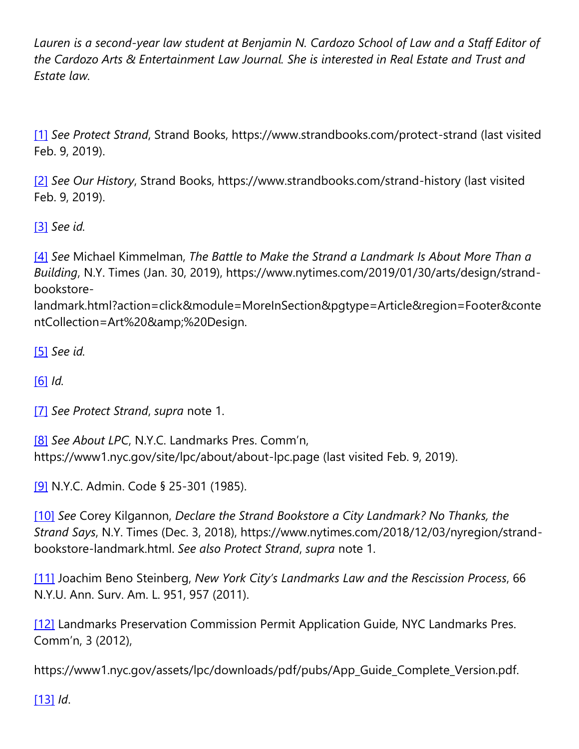*Lauren is a second-year law student at Benjamin N. Cardozo School of Law and a Staff Editor of the Cardozo Arts & Entertainment Law Journal. She is interested in Real Estate and Trust and Estate law.*

[1] *See Protect Strand*, Strand Books, https://www.strandbooks.com/protect-strand (last visited Feb. 9, 2019).

[2] *See Our History*, Strand Books, https://www.strandbooks.com/strand-history (last visited Feb. 9, 2019).

[3] *See id.*

[4] *See* Michael Kimmelman, *The Battle to Make the Strand a Landmark Is About More Than a Building*, N.Y. Times (Jan. 30, 2019), https://www.nytimes.com/2019/01/30/arts/design/strand-bookstore-landmark.html?action=click&module=MoreInSection&pgtype=Article&region=Footer&contentCollection=Art%20&amp;%20Design.

[5] *See id.*

[6] *Id.*

[7] *See Protect Strand*, *supra* note 1.

[8] *See About LPC*, N.Y.C. Landmarks Pres. Comm'n, https://www1.nyc.gov/site/lpc/about/about-lpc.page (last visited Feb. 9, 2019).

[9] N.Y.C. Admin. Code § 25-301 (1985).

[10] *See* Corey Kilgannon, *Declare the Strand Bookstore a City Landmark? No Thanks, the Strand Says*, N.Y. Times (Dec. 3, 2018), https://www.nytimes.com/2018/12/03/nyregion/strand-bookstore-landmark.html. *See also Protect Strand*, *supra* note 1.

[11] Joachim Beno Steinberg, *New York City's Landmarks Law and the Rescission Process*, 66 N.Y.U. Ann. Surv. Am. L. 951, 957 (2011).

[12] Landmarks Preservation Commission Permit Application Guide, NYC Landmarks Pres. Comm'n, 3 (2012),

https://www1.nyc.gov/assets/lpc/downloads/pdf/pubs/App_Guide_Complete_Version.pdf.

[13] *Id*.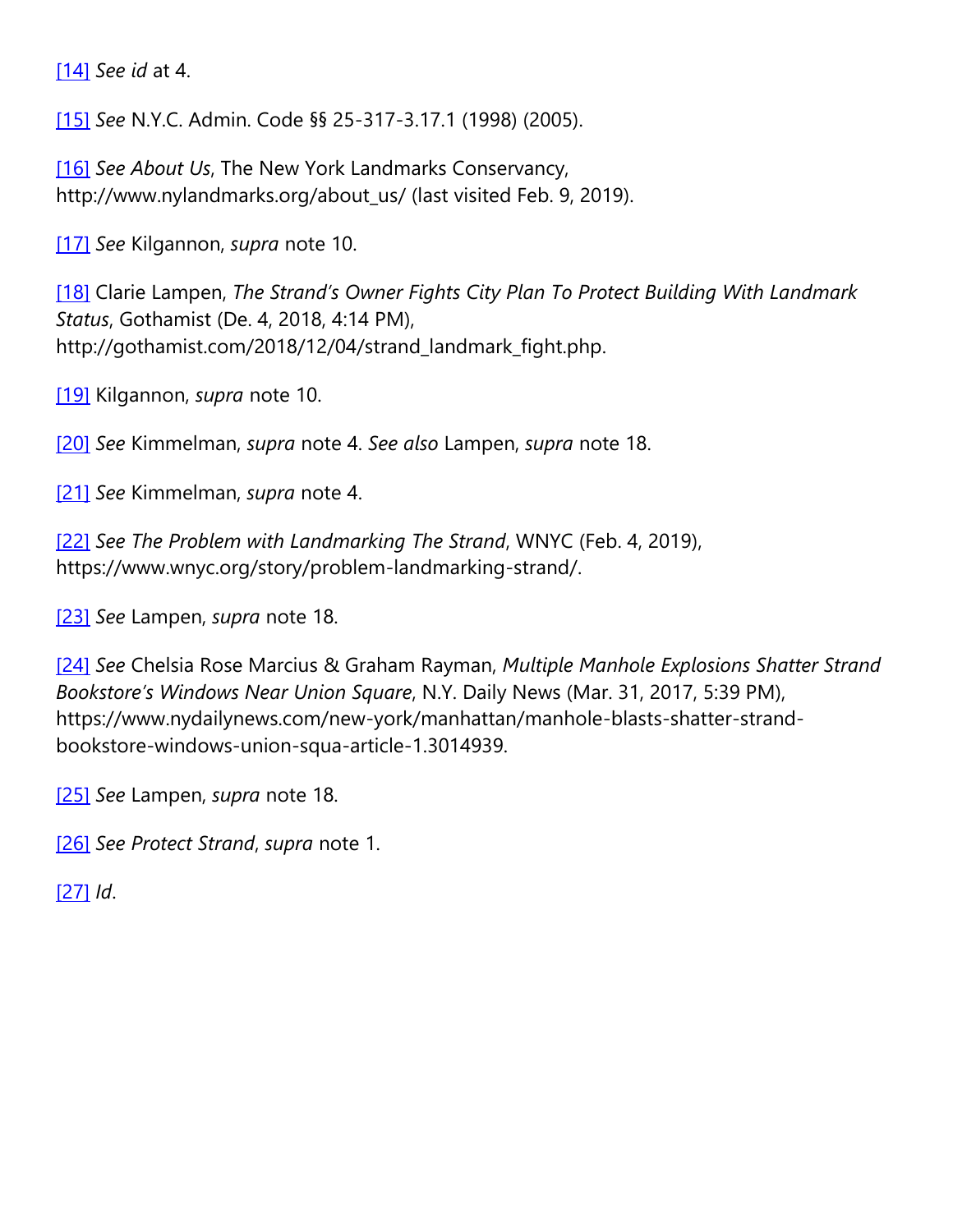[14] *See id* at 4.

[15] *See* N.Y.C. Admin. Code §§ 25-317-3.17.1 (1998) (2005).

[16] *See About Us*, The New York Landmarks Conservancy, http://www.nylandmarks.org/about_us/ (last visited Feb. 9, 2019).

[17] *See* Kilgannon, *supra* note 10.

[18] Clarie Lampen, *The Strand's Owner Fights City Plan To Protect Building With Landmark Status*, Gothamist (De. 4, 2018, 4:14 PM), http://gothamist.com/2018/12/04/strand_landmark_fight.php.

[19] Kilgannon, *supra* note 10.

[20] *See* Kimmelman, *supra* note 4. *See also* Lampen, *supra* note 18.

[21] *See* Kimmelman, *supra* note 4.

[22] *See The Problem with Landmarking The Strand*, WNYC (Feb. 4, 2019), https://www.wnyc.org/story/problem-landmarking-strand/.

[23] *See* Lampen, *supra* note 18.

[24] *See* Chelsia Rose Marcius & Graham Rayman, *Multiple Manhole Explosions Shatter Strand Bookstore's Windows Near Union Square*, N.Y. Daily News (Mar. 31, 2017, 5:39 PM), https://www.nydailynews.com/new-york/manhattan/manhole-blasts-shatter-strand-bookstore-windows-union-squa-article-1.3014939.

[25] *See* Lampen, *supra* note 18.

[26] *See Protect Strand*, *supra* note 1.

[27] *Id*.